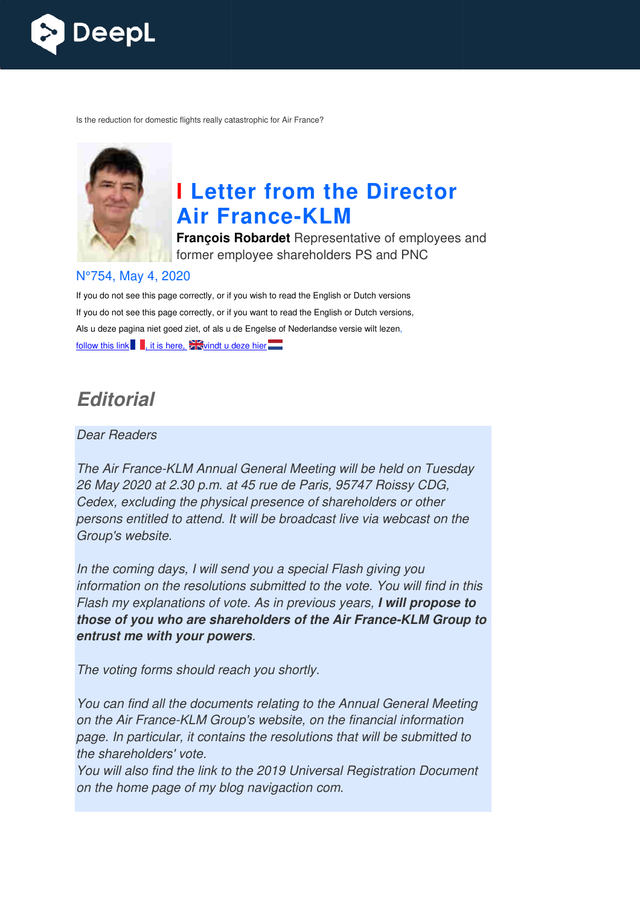Is the reduction for domestic flights really catastrophic for Air France?

# I Letter from the Director Air France-KLM

**François Robardet** Representative of employees and former employee shareholders PS and PNC

N°754, May 4, 2020

If you do not see this page correctly, or if you wish to read the English or Dutch versions

If you do not see this page correctly, or if you want to read the English or Dutch versions,

Als u deze pagina niet goed ziet, of als u de Engelse of Nederlandse versie wilt lezen,

follow this link, it is here, vindt u deze hier

## *Editorial*

*Dear Readers*

*The Air France-KLM Annual General Meeting will be held on Tuesday 26 May 2020 at 2.30 p.m. at 45 rue de Paris, 95747 Roissy CDG, Cedex, excluding the physical presence of shareholders or other persons entitled to attend. It will be broadcast live via webcast on the Group's website.*

*In the coming days, I will send you a special Flash giving you information on the resolutions submitted to the vote. You will find in this Flash my explanations of vote. As in previous years,* ***I will propose to those of you who are shareholders of the Air France-KLM Group to entrust me with your powers****.*

*The voting forms should reach you shortly.*

*You can find all the documents relating to the Annual General Meeting on the Air France-KLM Group's website, on the financial information page. In particular, it contains the resolutions that will be submitted to the shareholders' vote.*
*You will also find the link to the 2019 Universal Registration Document on the home page of my blog navigaction com.*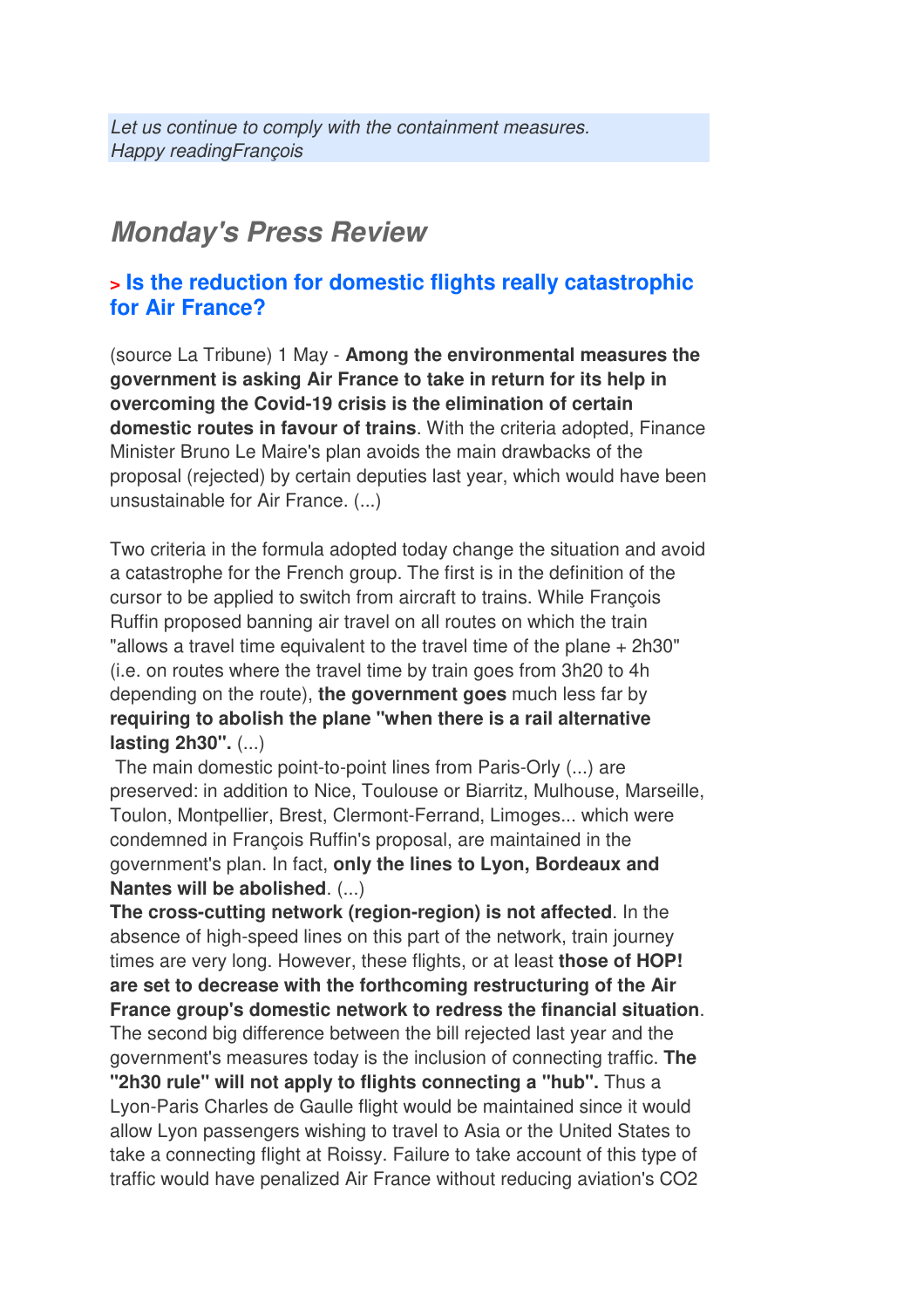*Let us continue to comply with the containment measures.*
*Happy readingFrançois*

## Monday's Press Review

### > Is the reduction for domestic flights really catastrophic for Air France?

(source La Tribune) 1 May - **Among the environmental measures the government is asking Air France to take in return for its help in overcoming the Covid-19 crisis is the elimination of certain domestic routes in favour of trains**. With the criteria adopted, Finance Minister Bruno Le Maire's plan avoids the main drawbacks of the proposal (rejected) by certain deputies last year, which would have been unsustainable for Air France. (...)

Two criteria in the formula adopted today change the situation and avoid a catastrophe for the French group. The first is in the definition of the cursor to be applied to switch from aircraft to trains. While François Ruffin proposed banning air travel on all routes on which the train "allows a travel time equivalent to the travel time of the plane + 2h30" (i.e. on routes where the travel time by train goes from 3h20 to 4h depending on the route), **the government goes** much less far by **requiring to abolish the plane "when there is a rail alternative lasting 2h30".** (...)
The main domestic point-to-point lines from Paris-Orly (...) are preserved: in addition to Nice, Toulouse or Biarritz, Mulhouse, Marseille, Toulon, Montpellier, Brest, Clermont-Ferrand, Limoges... which were condemned in François Ruffin's proposal, are maintained in the government's plan. In fact, **only the lines to Lyon, Bordeaux and Nantes will be abolished**. (...)
**The cross-cutting network (region-region) is not affected**. In the absence of high-speed lines on this part of the network, train journey times are very long. However, these flights, or at least **those of HOP! are set to decrease with the forthcoming restructuring of the Air France group's domestic network to redress the financial situation**.
The second big difference between the bill rejected last year and the government's measures today is the inclusion of connecting traffic. **The "2h30 rule" will not apply to flights connecting a "hub".** Thus a Lyon-Paris Charles de Gaulle flight would be maintained since it would allow Lyon passengers wishing to travel to Asia or the United States to take a connecting flight at Roissy. Failure to take account of this type of traffic would have penalized Air France without reducing aviation's $CO_2$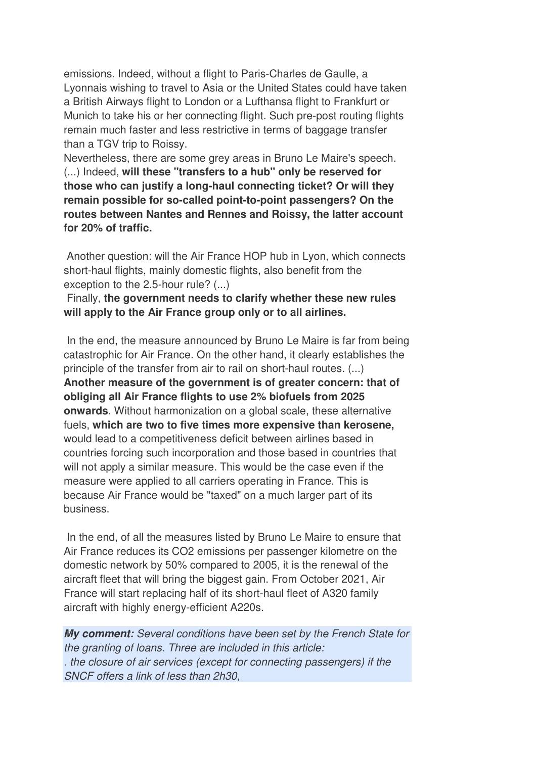emissions. Indeed, without a flight to Paris-Charles de Gaulle, a Lyonnais wishing to travel to Asia or the United States could have taken a British Airways flight to London or a Lufthansa flight to Frankfurt or Munich to take his or her connecting flight. Such pre-post routing flights remain much faster and less restrictive in terms of baggage transfer than a TGV trip to Roissy.

Nevertheless, there are some grey areas in Bruno Le Maire's speech. (...) Indeed, **will these "transfers to a hub" only be reserved for those who can justify a long-haul connecting ticket? Or will they remain possible for so-called point-to-point passengers? On the routes between Nantes and Rennes and Roissy, the latter account for 20% of traffic.**

Another question: will the Air France HOP hub in Lyon, which connects short-haul flights, mainly domestic flights, also benefit from the exception to the 2.5-hour rule? (...)

Finally, **the government needs to clarify whether these new rules will apply to the Air France group only or to all airlines.**

In the end, the measure announced by Bruno Le Maire is far from being catastrophic for Air France. On the other hand, it clearly establishes the principle of the transfer from air to rail on short-haul routes. (...) **Another measure of the government is of greater concern: that of obliging all Air France flights to use 2% biofuels from 2025 onwards**. Without harmonization on a global scale, these alternative fuels, **which are two to five times more expensive than kerosene,** would lead to a competitiveness deficit between airlines based in countries forcing such incorporation and those based in countries that will not apply a similar measure. This would be the case even if the measure were applied to all carriers operating in France. This is because Air France would be "taxed" on a much larger part of its business.

In the end, of all the measures listed by Bruno Le Maire to ensure that Air France reduces its $CO_2$ emissions per passenger kilometre on the domestic network by 50% compared to 2005, it is the renewal of the aircraft fleet that will bring the biggest gain. From October 2021, Air France will start replacing half of its short-haul fleet of A320 family aircraft with highly energy-efficient A220s.

***My comment:*** *Several conditions have been set by the French State for the granting of loans. Three are included in this article:*
*. the closure of air services (except for connecting passengers) if the SNCF offers a link of less than 2h30,*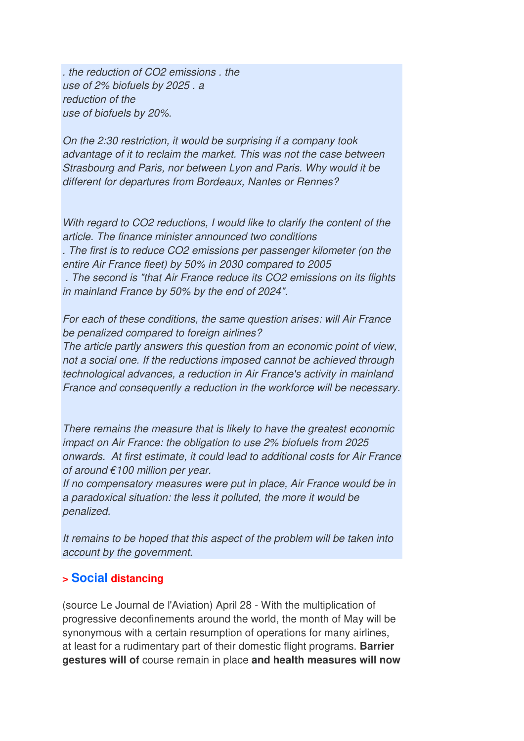*. the reduction of $CO_2$ emissions . the use of 2% biofuels by 2025 . a reduction of the use of biofuels by 20%.*

*On the 2:30 restriction, it would be surprising if a company took advantage of it to reclaim the market. This was not the case between Strasbourg and Paris, nor between Lyon and Paris. Why would it be different for departures from Bordeaux, Nantes or Rennes?*

*With regard to $CO_2$ reductions, I would like to clarify the content of the article. The finance minister announced two conditions*
*. The first is to reduce $CO_2$ emissions per passenger kilometer (on the entire Air France fleet) by 50% in 2030 compared to 2005*
*. The second is "that Air France reduce its $CO_2$ emissions on its flights in mainland France by 50% by the end of 2024".*

*For each of these conditions, the same question arises: will Air France be penalized compared to foreign airlines?*
*The article partly answers this question from an economic point of view, not a social one. If the reductions imposed cannot be achieved through technological advances, a reduction in Air France's activity in mainland France and consequently a reduction in the workforce will be necessary.*

*There remains the measure that is likely to have the greatest economic impact on Air France: the obligation to use 2% biofuels from 2025 onwards. At first estimate, it could lead to additional costs for Air France of around €100 million per year.*
*If no compensatory measures were put in place, Air France would be in a paradoxical situation: the less it polluted, the more it would be penalized.*

*It remains to be hoped that this aspect of the problem will be taken into account by the government.*

## > Social distancing

(source Le Journal de l'Aviation) April 28 - With the multiplication of progressive deconfinements around the world, the month of May will be synonymous with a certain resumption of operations for many airlines, at least for a rudimentary part of their domestic flight programs. **Barrier gestures will of** course remain in place **and health measures will now**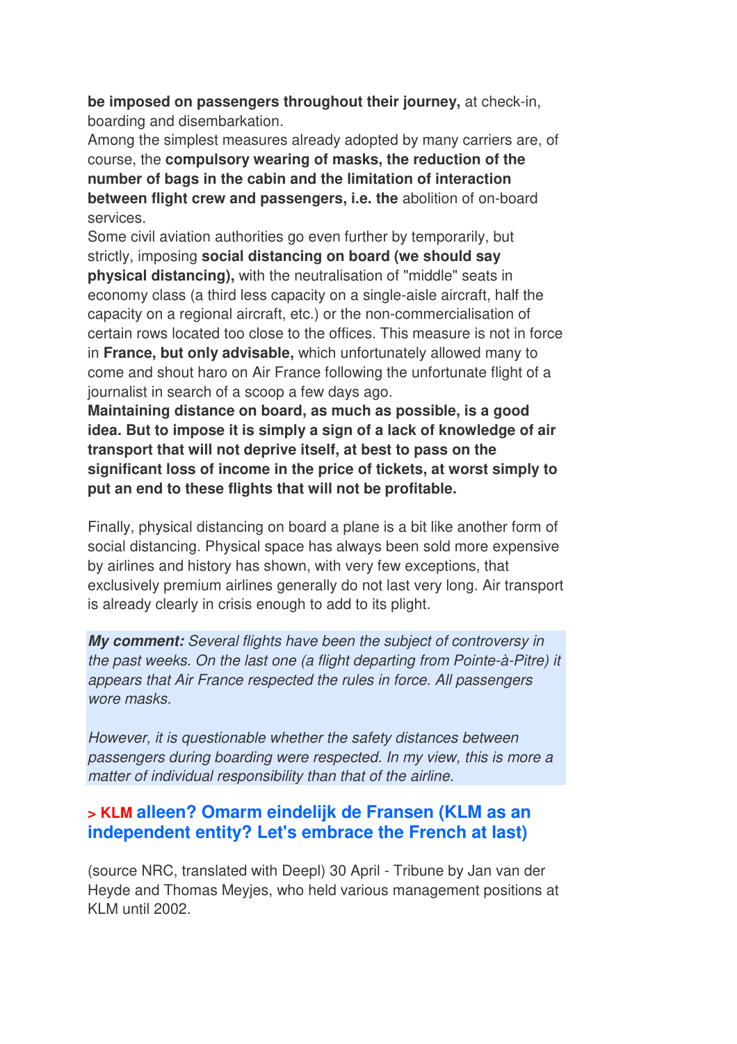**be imposed on passengers throughout their journey,** at check-in, boarding and disembarkation.

Among the simplest measures already adopted by many carriers are, of course, the **compulsory wearing of masks, the reduction of the number of bags in the cabin and the limitation of interaction between flight crew and passengers, i.e. the** abolition of on-board services.

Some civil aviation authorities go even further by temporarily, but strictly, imposing **social distancing on board (we should say physical distancing),** with the neutralisation of "middle" seats in economy class (a third less capacity on a single-aisle aircraft, half the capacity on a regional aircraft, etc.) or the non-commercialisation of certain rows located too close to the offices. This measure is not in force in **France, but only advisable,** which unfortunately allowed many to come and shout haro on Air France following the unfortunate flight of a journalist in search of a scoop a few days ago.

**Maintaining distance on board, as much as possible, is a good idea. But to impose it is simply a sign of a lack of knowledge of air transport that will not deprive itself, at best to pass on the significant loss of income in the price of tickets, at worst simply to put an end to these flights that will not be profitable.**

Finally, physical distancing on board a plane is a bit like another form of social distancing. Physical space has always been sold more expensive by airlines and history has shown, with very few exceptions, that exclusively premium airlines generally do not last very long. Air transport is already clearly in crisis enough to add to its plight.

***My comment:*** *Several flights have been the subject of controversy in the past weeks. On the last one (a flight departing from Pointe-à-Pitre) it appears that Air France respected the rules in force. All passengers wore masks.*

*However, it is questionable whether the safety distances between passengers during boarding were respected. In my view, this is more a matter of individual responsibility than that of the airline.*

## > KLM alleen? Omarm eindelijk de Fransen (KLM as an independent entity? Let's embrace the French at last)

(source NRC, translated with Deepl) 30 April - Tribune by Jan van der Heyde and Thomas Meyjes, who held various management positions at KLM until 2002.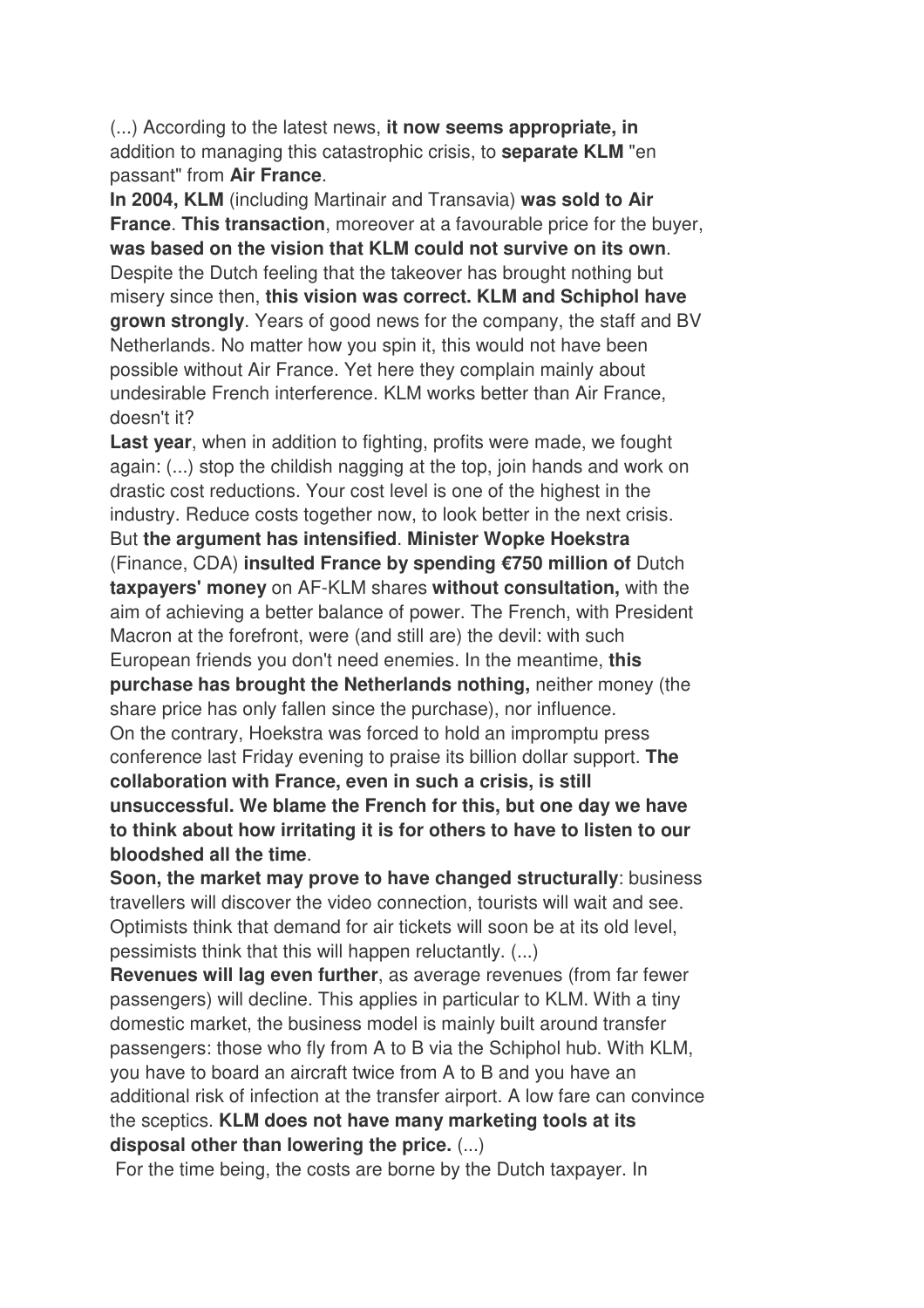(...) According to the latest news, **it now seems appropriate, in** addition to managing this catastrophic crisis, to **separate KLM** "en passant" from **Air France**.

**In 2004, KLM** (including Martinair and Transavia) **was sold to Air France**. **This transaction**, moreover at a favourable price for the buyer, **was based on the vision that KLM could not survive on its own**. Despite the Dutch feeling that the takeover has brought nothing but misery since then, **this vision was correct. KLM and Schiphol have grown strongly**. Years of good news for the company, the staff and BV Netherlands. No matter how you spin it, this would not have been possible without Air France. Yet here they complain mainly about undesirable French interference. KLM works better than Air France, doesn't it?

**Last year**, when in addition to fighting, profits were made, we fought again: (...) stop the childish nagging at the top, join hands and work on drastic cost reductions. Your cost level is one of the highest in the industry. Reduce costs together now, to look better in the next crisis. But **the argument has intensified**. **Minister Wopke Hoekstra** (Finance, CDA) **insulted France by spending €750 million of** Dutch **taxpayers' money** on AF-KLM shares **without consultation,** with the aim of achieving a better balance of power. The French, with President Macron at the forefront, were (and still are) the devil: with such European friends you don't need enemies. In the meantime, **this purchase has brought the Netherlands nothing,** neither money (the share price has only fallen since the purchase), nor influence. On the contrary, Hoekstra was forced to hold an impromptu press conference last Friday evening to praise its billion dollar support. **The collaboration with France, even in such a crisis, is still unsuccessful. We blame the French for this, but one day we have to think about how irritating it is for others to have to listen to our bloodshed all the time**.

**Soon, the market may prove to have changed structurally**: business travellers will discover the video connection, tourists will wait and see. Optimists think that demand for air tickets will soon be at its old level, pessimists think that this will happen reluctantly. (...)

**Revenues will lag even further**, as average revenues (from far fewer passengers) will decline. This applies in particular to KLM. With a tiny domestic market, the business model is mainly built around transfer passengers: those who fly from A to B via the Schiphol hub. With KLM, you have to board an aircraft twice from A to B and you have an additional risk of infection at the transfer airport. A low fare can convince the sceptics. **KLM does not have many marketing tools at its disposal other than lowering the price.** (...)

For the time being, the costs are borne by the Dutch taxpayer. In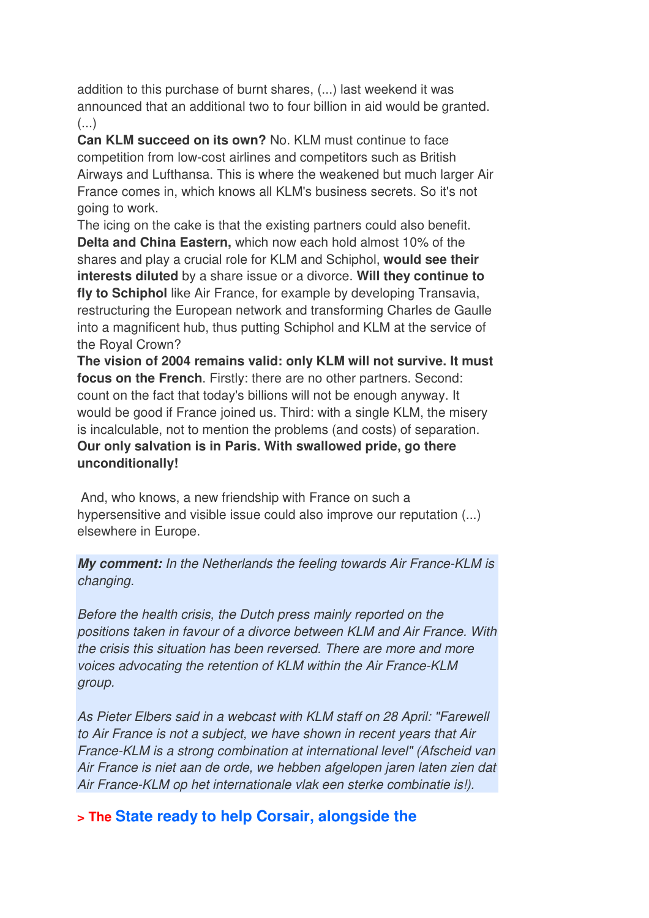addition to this purchase of burnt shares, (...) last weekend it was announced that an additional two to four billion in aid would be granted. (...)

**Can KLM succeed on its own?** No. KLM must continue to face competition from low-cost airlines and competitors such as British Airways and Lufthansa. This is where the weakened but much larger Air France comes in, which knows all KLM's business secrets. So it's not going to work.

The icing on the cake is that the existing partners could also benefit. **Delta and China Eastern,** which now each hold almost 10% of the shares and play a crucial role for KLM and Schiphol, **would see their interests diluted** by a share issue or a divorce. **Will they continue to fly to Schiphol** like Air France, for example by developing Transavia, restructuring the European network and transforming Charles de Gaulle into a magnificent hub, thus putting Schiphol and KLM at the service of the Royal Crown?

**The vision of 2004 remains valid: only KLM will not survive. It must focus on the French**. Firstly: there are no other partners. Second: count on the fact that today's billions will not be enough anyway. It would be good if France joined us. Third: with a single KLM, the misery is incalculable, not to mention the problems (and costs) of separation. **Our only salvation is in Paris. With swallowed pride, go there unconditionally!**

And, who knows, a new friendship with France on such a hypersensitive and visible issue could also improve our reputation (...) elsewhere in Europe.

***My comment:*** *In the Netherlands the feeling towards Air France-KLM is changing.*

*Before the health crisis, the Dutch press mainly reported on the positions taken in favour of a divorce between KLM and Air France. With the crisis this situation has been reversed. There are more and more voices advocating the retention of KLM within the Air France-KLM group.*

*As Pieter Elbers said in a webcast with KLM staff on 28 April: "Farewell to Air France is not a subject, we have shown in recent years that Air France-KLM is a strong combination at international level" (Afscheid van Air France is niet aan de orde, we hebben afgelopen jaren laten zien dat Air France-KLM op het internationale vlak een sterke combinatie is!).*

## > The State ready to help Corsair, alongside the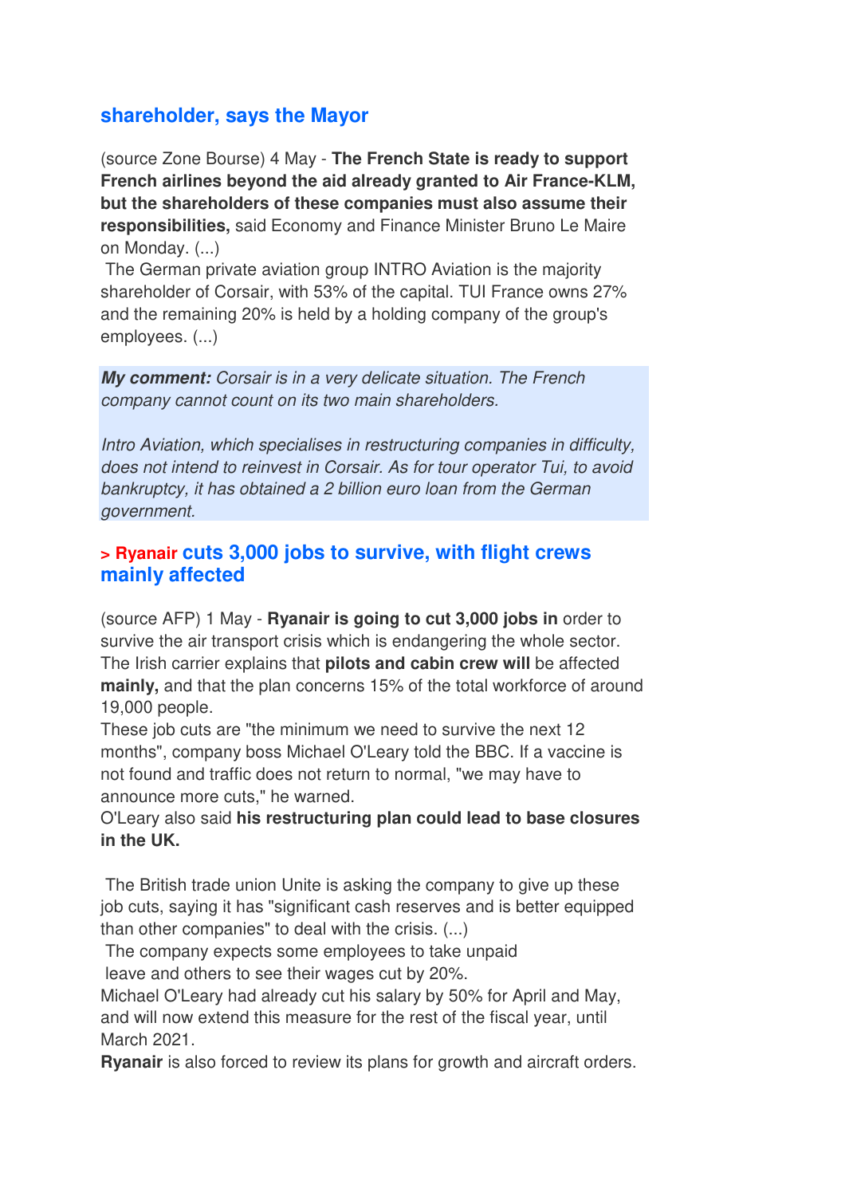## shareholder, says the Mayor

(source Zone Bourse) 4 May - **The French State is ready to support French airlines beyond the aid already granted to Air France-KLM, but the shareholders of these companies must also assume their responsibilities,** said Economy and Finance Minister Bruno Le Maire on Monday. (...)

The German private aviation group INTRO Aviation is the majority shareholder of Corsair, with 53% of the capital. TUI France owns 27% and the remaining 20% is held by a holding company of the group's employees. (...)

***My comment:*** *Corsair is in a very delicate situation. The French company cannot count on its two main shareholders.*

*Intro Aviation, which specialises in restructuring companies in difficulty, does not intend to reinvest in Corsair. As for tour operator Tui, to avoid bankruptcy, it has obtained a 2 billion euro loan from the German government.*

## > Ryanair cuts 3,000 jobs to survive, with flight crews mainly affected

(source AFP) 1 May - **Ryanair is going to cut 3,000 jobs in** order to survive the air transport crisis which is endangering the whole sector. The Irish carrier explains that **pilots and cabin crew will** be affected **mainly,** and that the plan concerns 15% of the total workforce of around 19,000 people.

These job cuts are "the minimum we need to survive the next 12 months", company boss Michael O'Leary told the BBC. If a vaccine is not found and traffic does not return to normal, "we may have to announce more cuts," he warned.

O'Leary also said **his restructuring plan could lead to base closures in the UK.**

The British trade union Unite is asking the company to give up these job cuts, saying it has "significant cash reserves and is better equipped than other companies" to deal with the crisis. (...)

The company expects some employees to take unpaid leave and others to see their wages cut by 20%.

Michael O'Leary had already cut his salary by 50% for April and May, and will now extend this measure for the rest of the fiscal year, until March 2021.

**Ryanair** is also forced to review its plans for growth and aircraft orders.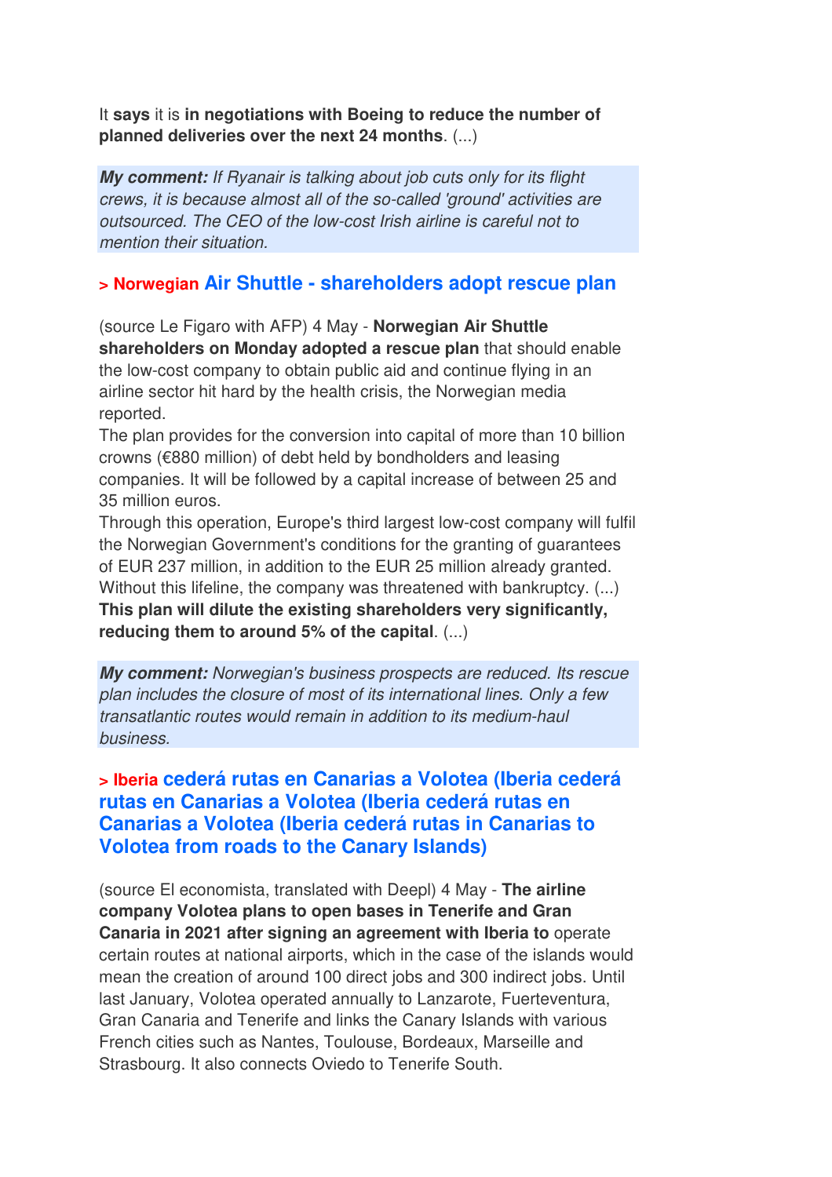It **says** it is **in negotiations with Boeing to reduce the number of planned deliveries over the next 24 months**. (...)

> ***My comment:*** *If Ryanair is talking about job cuts only for its flight crews, it is because almost all of the so-called 'ground' activities are outsourced. The CEO of the low-cost Irish airline is careful not to mention their situation.*

### > Norwegian Air Shuttle - shareholders adopt rescue plan

(source Le Figaro with AFP) 4 May - **Norwegian Air Shuttle shareholders on Monday adopted a rescue plan** that should enable the low-cost company to obtain public aid and continue flying in an airline sector hit hard by the health crisis, the Norwegian media reported.
The plan provides for the conversion into capital of more than 10 billion crowns (€880 million) of debt held by bondholders and leasing companies. It will be followed by a capital increase of between 25 and 35 million euros.
Through this operation, Europe's third largest low-cost company will fulfil the Norwegian Government's conditions for the granting of guarantees of EUR 237 million, in addition to the EUR 25 million already granted. Without this lifeline, the company was threatened with bankruptcy. (...)
**This plan will dilute the existing shareholders very significantly, reducing them to around 5% of the capital**. (...)

> ***My comment:*** *Norwegian's business prospects are reduced. Its rescue plan includes the closure of most of its international lines. Only a few transatlantic routes would remain in addition to its medium-haul business.*

### > Iberia cederá rutas en Canarias a Volotea (Iberia cederá rutas en Canarias a Volotea (Iberia cederá rutas en Canarias a Volotea (Iberia cederá rutas in Canarias to Volotea from roads to the Canary Islands)

(source El economista, translated with Deepl) 4 May - **The airline company Volotea plans to open bases in Tenerife and Gran Canaria in 2021 after signing an agreement with Iberia to** operate certain routes at national airports, which in the case of the islands would mean the creation of around 100 direct jobs and 300 indirect jobs. Until last January, Volotea operated annually to Lanzarote, Fuerteventura, Gran Canaria and Tenerife and links the Canary Islands with various French cities such as Nantes, Toulouse, Bordeaux, Marseille and Strasbourg. It also connects Oviedo to Tenerife South.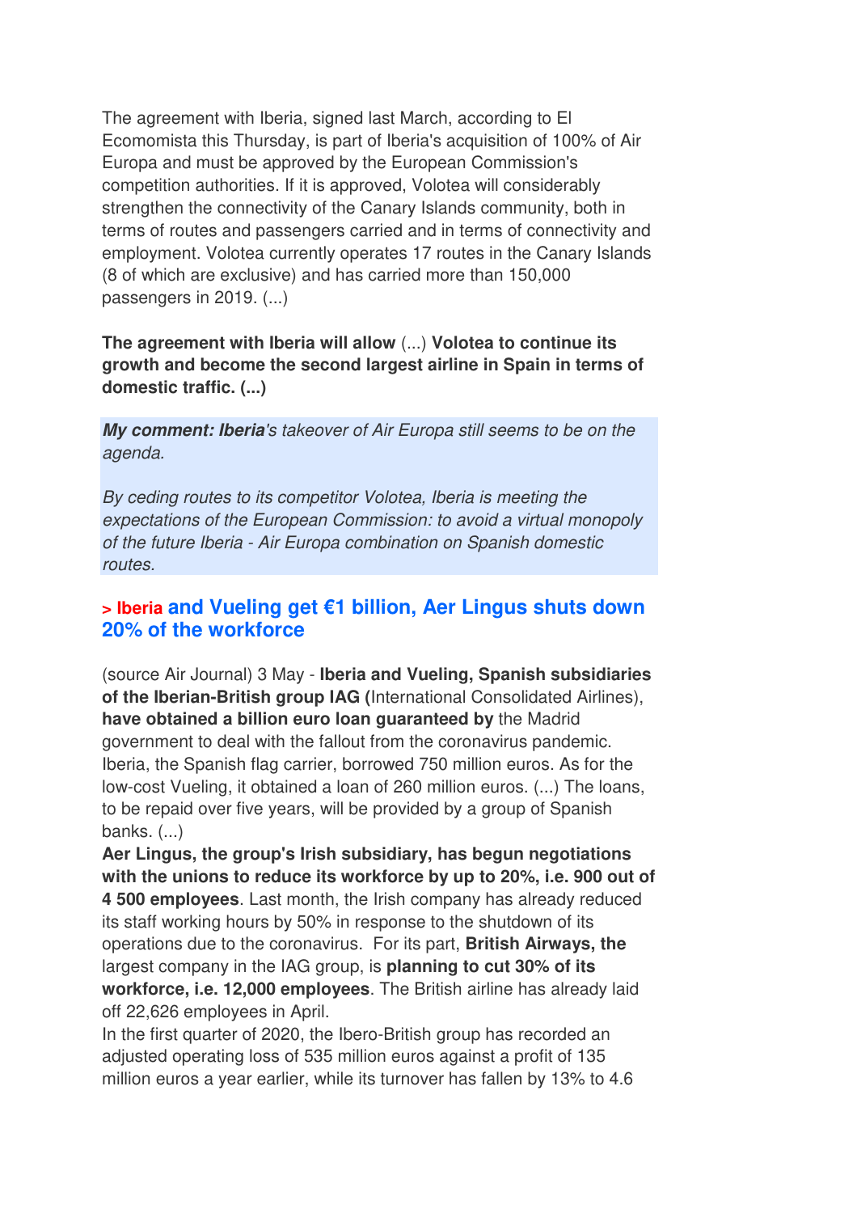The agreement with Iberia, signed last March, according to El Ecomomista this Thursday, is part of Iberia's acquisition of 100% of Air Europa and must be approved by the European Commission's competition authorities. If it is approved, Volotea will considerably strengthen the connectivity of the Canary Islands community, both in terms of routes and passengers carried and in terms of connectivity and employment. Volotea currently operates 17 routes in the Canary Islands (8 of which are exclusive) and has carried more than 150,000 passengers in 2019. (...)

**The agreement with Iberia will allow** (...) **Volotea to continue its growth and become the second largest airline in Spain in terms of domestic traffic. (...)**

***My comment: Iberia****'s takeover of Air Europa still seems to be on the agenda.*

*By ceding routes to its competitor Volotea, Iberia is meeting the expectations of the European Commission: to avoid a virtual monopoly of the future Iberia - Air Europa combination on Spanish domestic routes.*

## > Iberia and Vueling get €1 billion, Aer Lingus shuts down 20% of the workforce

(source Air Journal) 3 May - **Iberia and Vueling, Spanish subsidiaries of the Iberian-British group IAG (**International Consolidated Airlines), **have obtained a billion euro loan guaranteed by** the Madrid government to deal with the fallout from the coronavirus pandemic. Iberia, the Spanish flag carrier, borrowed 750 million euros. As for the low-cost Vueling, it obtained a loan of 260 million euros. (...) The loans, to be repaid over five years, will be provided by a group of Spanish banks. (...)

**Aer Lingus, the group's Irish subsidiary, has begun negotiations with the unions to reduce its workforce by up to 20%, i.e. 900 out of 4 500 employees**. Last month, the Irish company has already reduced its staff working hours by 50% in response to the shutdown of its operations due to the coronavirus. For its part, **British Airways, the** largest company in the IAG group, is **planning to cut 30% of its workforce, i.e. 12,000 employees**. The British airline has already laid off 22,626 employees in April.

In the first quarter of 2020, the Ibero-British group has recorded an adjusted operating loss of 535 million euros against a profit of 135 million euros a year earlier, while its turnover has fallen by 13% to 4.6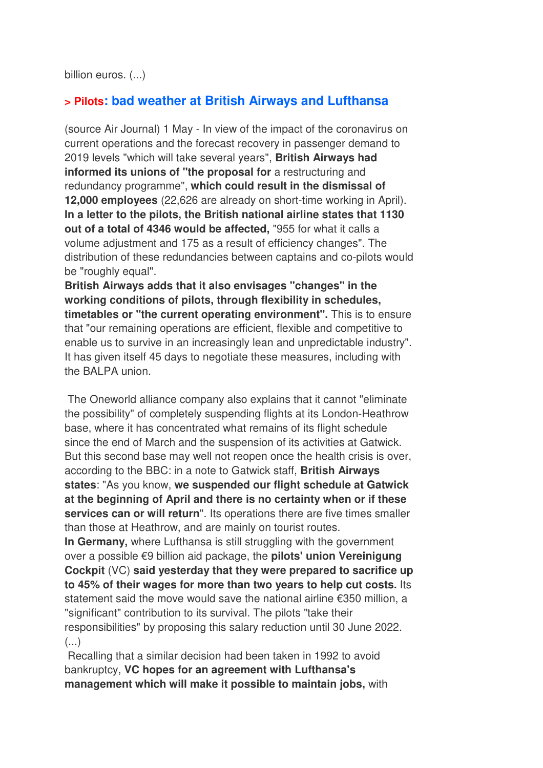billion euros. (...)

## > Pilots: bad weather at British Airways and Lufthansa

(source Air Journal) 1 May - In view of the impact of the coronavirus on current operations and the forecast recovery in passenger demand to 2019 levels "which will take several years", **British Airways had informed its unions of "the proposal for** a restructuring and redundancy programme", **which could result in the dismissal of 12,000 employees** (22,626 are already on short-time working in April). **In a letter to the pilots, the British national airline states that 1130 out of a total of 4346 would be affected,** "955 for what it calls a volume adjustment and 175 as a result of efficiency changes". The distribution of these redundancies between captains and co-pilots would be "roughly equal".

**British Airways adds that it also envisages "changes" in the working conditions of pilots, through flexibility in schedules, timetables or "the current operating environment".** This is to ensure that "our remaining operations are efficient, flexible and competitive to enable us to survive in an increasingly lean and unpredictable industry". It has given itself 45 days to negotiate these measures, including with the BALPA union.

The Oneworld alliance company also explains that it cannot "eliminate the possibility" of completely suspending flights at its London-Heathrow base, where it has concentrated what remains of its flight schedule since the end of March and the suspension of its activities at Gatwick. But this second base may well not reopen once the health crisis is over, according to the BBC: in a note to Gatwick staff, **British Airways states**: "As you know, **we suspended our flight schedule at Gatwick at the beginning of April and there is no certainty when or if these services can or will return**". Its operations there are five times smaller than those at Heathrow, and are mainly on tourist routes.

**In Germany,** where Lufthansa is still struggling with the government over a possible €9 billion aid package, the **pilots' union Vereinigung Cockpit** (VC) **said yesterday that they were prepared to sacrifice up to 45% of their wages for more than two years to help cut costs.** Its statement said the move would save the national airline €350 million, a "significant" contribution to its survival. The pilots "take their responsibilities" by proposing this salary reduction until 30 June 2022. (...)

Recalling that a similar decision had been taken in 1992 to avoid bankruptcy, **VC hopes for an agreement with Lufthansa's management which will make it possible to maintain jobs,** with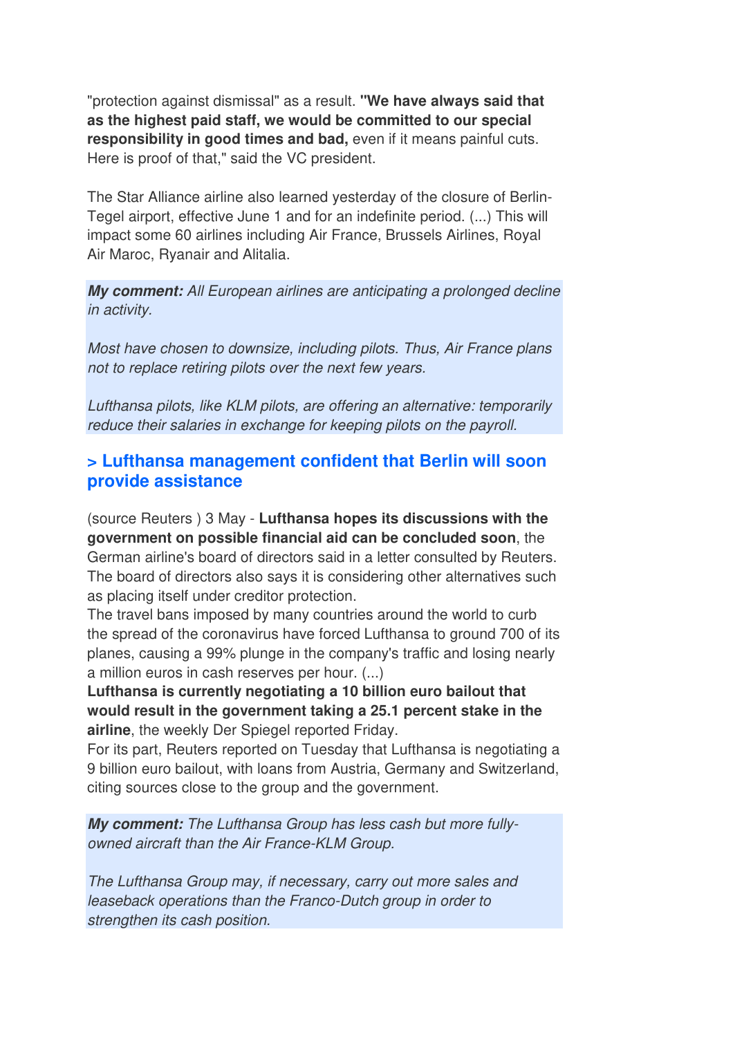"protection against dismissal" as a result. **"We have always said that as the highest paid staff, we would be committed to our special responsibility in good times and bad,** even if it means painful cuts. Here is proof of that," said the VC president.

The Star Alliance airline also learned yesterday of the closure of Berlin-Tegel airport, effective June 1 and for an indefinite period. (...) This will impact some 60 airlines including Air France, Brussels Airlines, Royal Air Maroc, Ryanair and Alitalia.

***My comment:*** *All European airlines are anticipating a prolonged decline in activity.*

*Most have chosen to downsize, including pilots. Thus, Air France plans not to replace retiring pilots over the next few years.*

*Lufthansa pilots, like KLM pilots, are offering an alternative: temporarily reduce their salaries in exchange for keeping pilots on the payroll.*

## > Lufthansa management confident that Berlin will soon provide assistance

(source Reuters ) 3 May - **Lufthansa hopes its discussions with the government on possible financial aid can be concluded soon**, the German airline's board of directors said in a letter consulted by Reuters. The board of directors also says it is considering other alternatives such as placing itself under creditor protection.
The travel bans imposed by many countries around the world to curb the spread of the coronavirus have forced Lufthansa to ground 700 of its planes, causing a 99% plunge in the company's traffic and losing nearly a million euros in cash reserves per hour. (...)
**Lufthansa is currently negotiating a 10 billion euro bailout that would result in the government taking a 25.1 percent stake in the airline**, the weekly Der Spiegel reported Friday.
For its part, Reuters reported on Tuesday that Lufthansa is negotiating a 9 billion euro bailout, with loans from Austria, Germany and Switzerland, citing sources close to the group and the government.

***My comment:*** *The Lufthansa Group has less cash but more fully-owned aircraft than the Air France-KLM Group.*

*The Lufthansa Group may, if necessary, carry out more sales and leaseback operations than the Franco-Dutch group in order to strengthen its cash position.*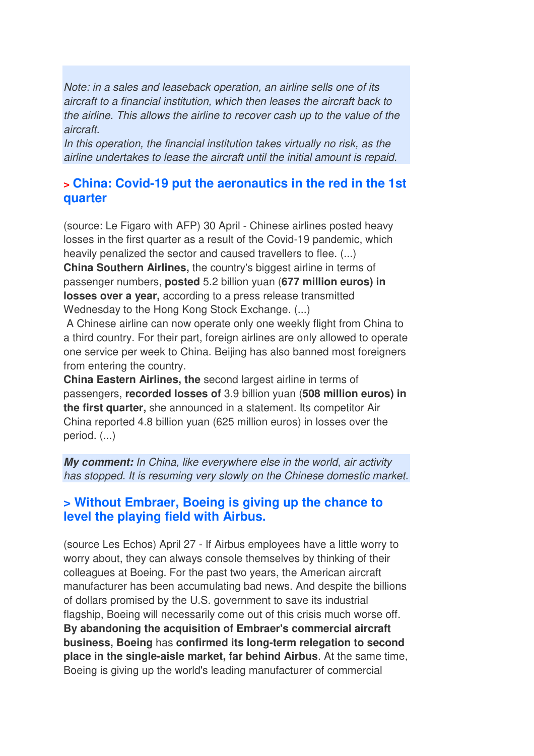*Note: in a sales and leaseback operation, an airline sells one of its aircraft to a financial institution, which then leases the aircraft back to the airline. This allows the airline to recover cash up to the value of the aircraft.*
*In this operation, the financial institution takes virtually no risk, as the airline undertakes to lease the aircraft until the initial amount is repaid.*

## > China: Covid-19 put the aeronautics in the red in the 1st quarter

(source: Le Figaro with AFP) 30 April - Chinese airlines posted heavy losses in the first quarter as a result of the Covid-19 pandemic, which heavily penalized the sector and caused travellers to flee. (...)
**China Southern Airlines,** the country's biggest airline in terms of passenger numbers, **posted** 5.2 billion yuan (**677 million euros) in losses over a year,** according to a press release transmitted Wednesday to the Hong Kong Stock Exchange. (...)
A Chinese airline can now operate only one weekly flight from China to a third country. For their part, foreign airlines are only allowed to operate one service per week to China. Beijing has also banned most foreigners from entering the country.
**China Eastern Airlines, the** second largest airline in terms of passengers, **recorded losses of** 3.9 billion yuan (**508 million euros) in the first quarter,** she announced in a statement. Its competitor Air China reported 4.8 billion yuan (625 million euros) in losses over the period. (...)

***My comment:*** *In China, like everywhere else in the world, air activity has stopped. It is resuming very slowly on the Chinese domestic market.*

## > Without Embraer, Boeing is giving up the chance to level the playing field with Airbus.

(source Les Echos) April 27 - If Airbus employees have a little worry to worry about, they can always console themselves by thinking of their colleagues at Boeing. For the past two years, the American aircraft manufacturer has been accumulating bad news. And despite the billions of dollars promised by the U.S. government to save its industrial flagship, Boeing will necessarily come out of this crisis much worse off. **By abandoning the acquisition of Embraer's commercial aircraft business, Boeing** has **confirmed its long-term relegation to second place in the single-aisle market, far behind Airbus**. At the same time, Boeing is giving up the world's leading manufacturer of commercial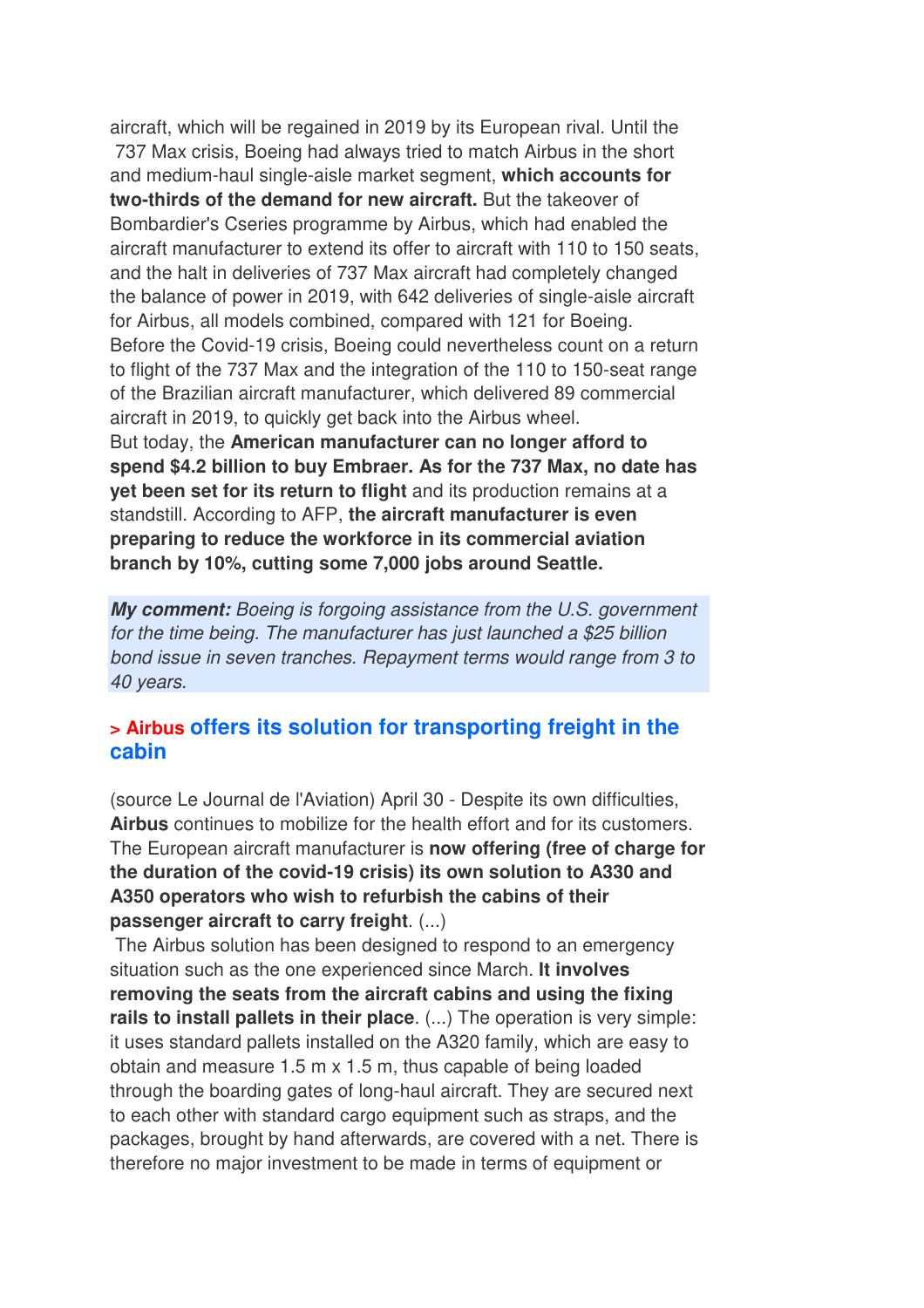aircraft, which will be regained in 2019 by its European rival. Until the 737 Max crisis, Boeing had always tried to match Airbus in the short and medium-haul single-aisle market segment, **which accounts for two-thirds of the demand for new aircraft.** But the takeover of Bombardier's Cseries programme by Airbus, which had enabled the aircraft manufacturer to extend its offer to aircraft with 110 to 150 seats, and the halt in deliveries of 737 Max aircraft had completely changed the balance of power in 2019, with 642 deliveries of single-aisle aircraft for Airbus, all models combined, compared with 121 for Boeing.
Before the Covid-19 crisis, Boeing could nevertheless count on a return to flight of the 737 Max and the integration of the 110 to 150-seat range of the Brazilian aircraft manufacturer, which delivered 89 commercial aircraft in 2019, to quickly get back into the Airbus wheel.
But today, the **American manufacturer can no longer afford to spend $4.2 billion to buy Embraer. As for the 737 Max, no date has yet been set for its return to flight** and its production remains at a standstill. According to AFP, **the aircraft manufacturer is even preparing to reduce the workforce in its commercial aviation branch by 10%, cutting some 7,000 jobs around Seattle.**

***My comment:** Boeing is forgoing assistance from the U.S. government for the time being. The manufacturer has just launched a $25 billion bond issue in seven tranches. Repayment terms would range from 3 to 40 years.*

## > Airbus offers its solution for transporting freight in the cabin

(source Le Journal de l'Aviation) April 30 - Despite its own difficulties, **Airbus** continues to mobilize for the health effort and for its customers. The European aircraft manufacturer is **now offering (free of charge for the duration of the covid-19 crisis) its own solution to A330 and A350 operators who wish to refurbish the cabins of their passenger aircraft to carry freight**. (...)
The Airbus solution has been designed to respond to an emergency situation such as the one experienced since March. **It involves removing the seats from the aircraft cabins and using the fixing rails to install pallets in their place**. (...) The operation is very simple: it uses standard pallets installed on the A320 family, which are easy to obtain and measure 1.5 m x 1.5 m, thus capable of being loaded through the boarding gates of long-haul aircraft. They are secured next to each other with standard cargo equipment such as straps, and the packages, brought by hand afterwards, are covered with a net. There is therefore no major investment to be made in terms of equipment or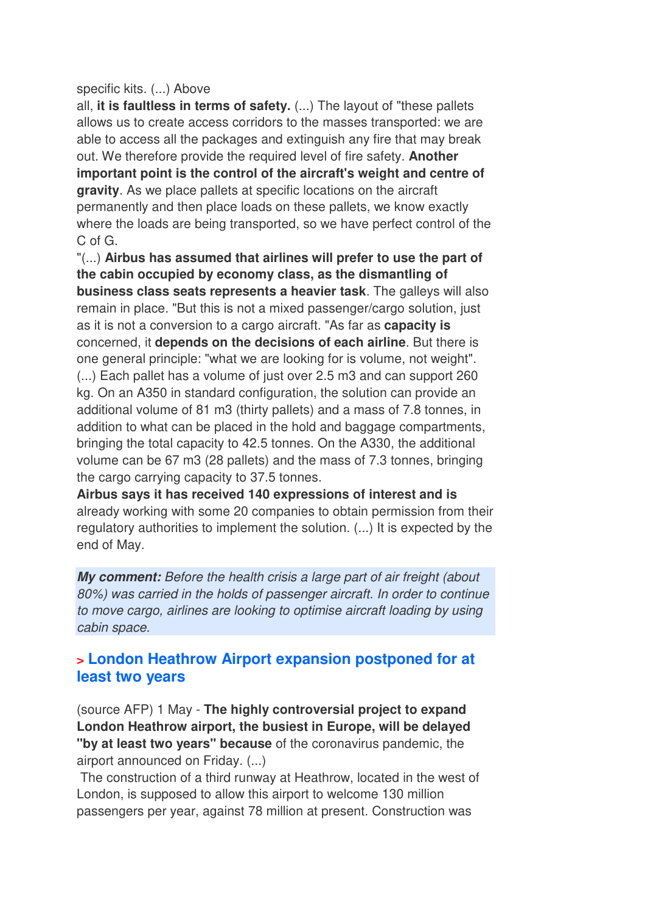specific kits. (...) Above all, **it is faultless in terms of safety.** (...) The layout of "these pallets allows us to create access corridors to the masses transported: we are able to access all the packages and extinguish any fire that may break out. We therefore provide the required level of fire safety. **Another important point is the control of the aircraft's weight and centre of gravity**. As we place pallets at specific locations on the aircraft permanently and then place loads on these pallets, we know exactly where the loads are being transported, so we have perfect control of the C of G.

"(...) **Airbus has assumed that airlines will prefer to use the part of the cabin occupied by economy class, as the dismantling of business class seats represents a heavier task**. The galleys will also remain in place. "But this is not a mixed passenger/cargo solution, just as it is not a conversion to a cargo aircraft. "As far as **capacity is** concerned, it **depends on the decisions of each airline**. But there is one general principle: "what we are looking for is volume, not weight". (...) Each pallet has a volume of just over 2.5 m3 and can support 260 kg. On an A350 in standard configuration, the solution can provide an additional volume of 81 m3 (thirty pallets) and a mass of 7.8 tonnes, in addition to what can be placed in the hold and baggage compartments, bringing the total capacity to 42.5 tonnes. On the A330, the additional volume can be 67 m3 (28 pallets) and the mass of 7.3 tonnes, bringing the cargo carrying capacity to 37.5 tonnes.

**Airbus says it has received 140 expressions of interest and is** already working with some 20 companies to obtain permission from their regulatory authorities to implement the solution. (...) It is expected by the end of May.

***My comment:*** *Before the health crisis a large part of air freight (about 80%) was carried in the holds of passenger aircraft. In order to continue to move cargo, airlines are looking to optimise aircraft loading by using cabin space.*

## > London Heathrow Airport expansion postponed for at least two years

(source AFP) 1 May - **The highly controversial project to expand London Heathrow airport, the busiest in Europe, will be delayed "by at least two years" because** of the coronavirus pandemic, the airport announced on Friday. (...)

The construction of a third runway at Heathrow, located in the west of London, is supposed to allow this airport to welcome 130 million passengers per year, against 78 million at present. Construction was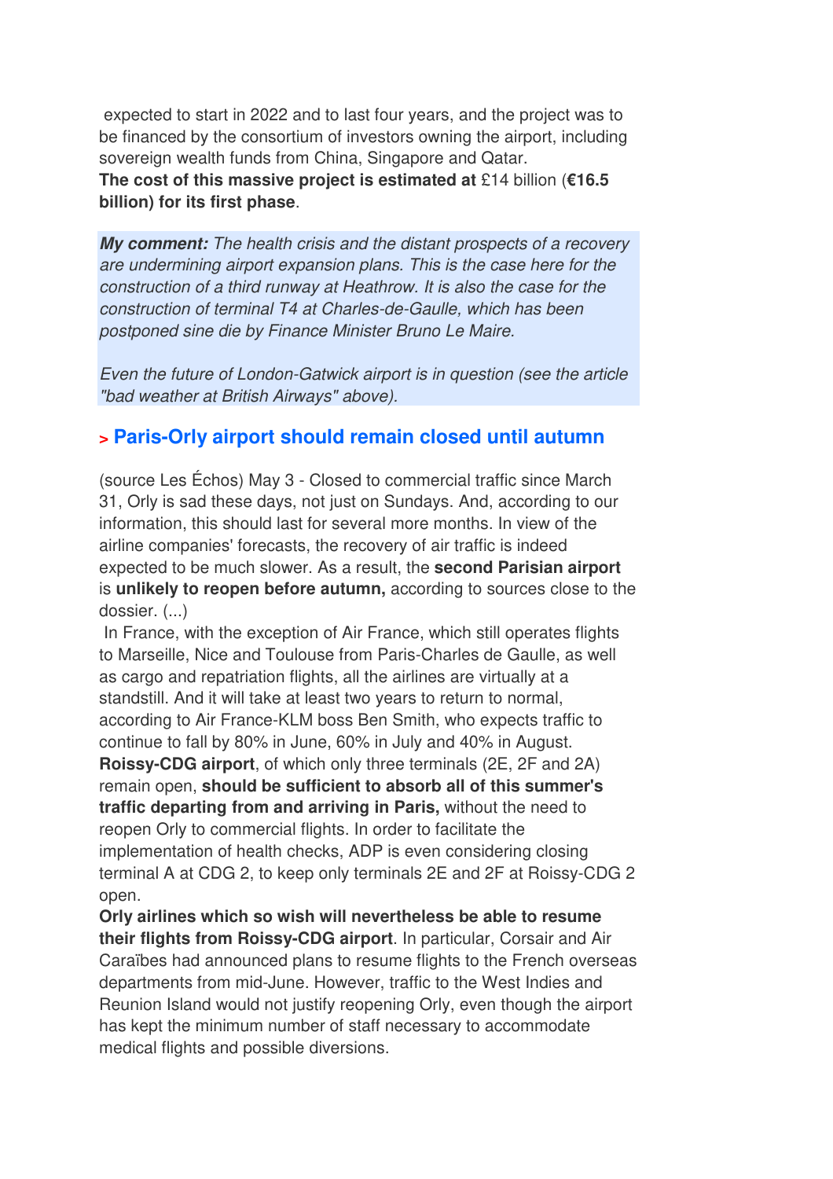expected to start in 2022 and to last four years, and the project was to be financed by the consortium of investors owning the airport, including sovereign wealth funds from China, Singapore and Qatar.
**The cost of this massive project is estimated at** £14 billion (**€16.5 billion) for its first phase**.

> ***My comment:*** *The health crisis and the distant prospects of a recovery are undermining airport expansion plans. This is the case here for the construction of a third runway at Heathrow. It is also the case for the construction of terminal T4 at Charles-de-Gaulle, which has been postponed sine die by Finance Minister Bruno Le Maire.*
>
> *Even the future of London-Gatwick airport is in question (see the article "bad weather at British Airways" above).*

## > Paris-Orly airport should remain closed until autumn

(source Les Échos) May 3 - Closed to commercial traffic since March 31, Orly is sad these days, not just on Sundays. And, according to our information, this should last for several more months. In view of the airline companies' forecasts, the recovery of air traffic is indeed expected to be much slower. As a result, the **second Parisian airport** is **unlikely to reopen before autumn,** according to sources close to the dossier. (...)
In France, with the exception of Air France, which still operates flights to Marseille, Nice and Toulouse from Paris-Charles de Gaulle, as well as cargo and repatriation flights, all the airlines are virtually at a standstill. And it will take at least two years to return to normal, according to Air France-KLM boss Ben Smith, who expects traffic to continue to fall by 80% in June, 60% in July and 40% in August.
**Roissy-CDG airport**, of which only three terminals (2E, 2F and 2A) remain open, **should be sufficient to absorb all of this summer's traffic departing from and arriving in Paris,** without the need to reopen Orly to commercial flights. In order to facilitate the implementation of health checks, ADP is even considering closing terminal A at CDG 2, to keep only terminals 2E and 2F at Roissy-CDG 2 open.
**Orly airlines which so wish will nevertheless be able to resume their flights from Roissy-CDG airport**. In particular, Corsair and Air Caraïbes had announced plans to resume flights to the French overseas departments from mid-June. However, traffic to the West Indies and Reunion Island would not justify reopening Orly, even though the airport has kept the minimum number of staff necessary to accommodate medical flights and possible diversions.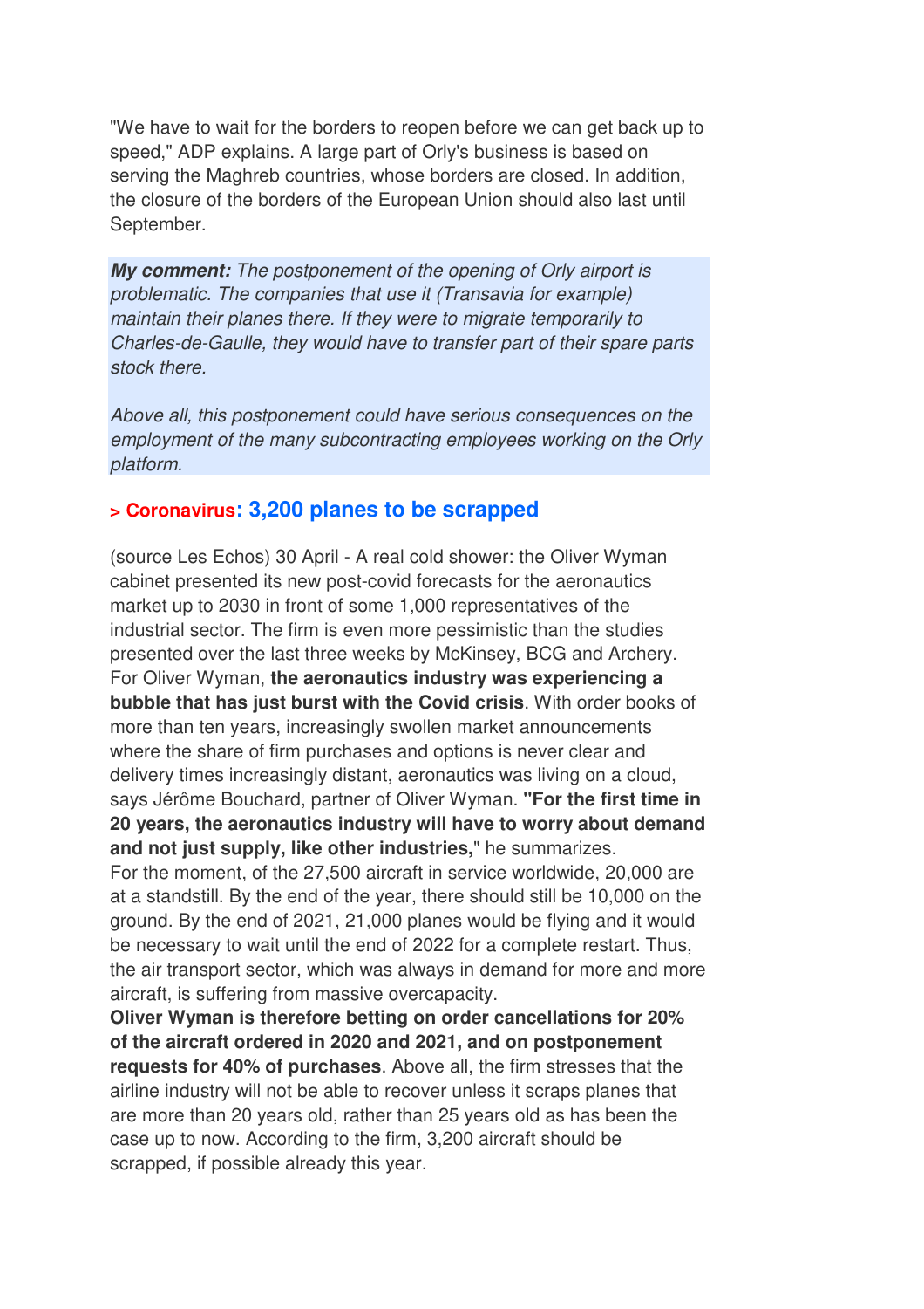"We have to wait for the borders to reopen before we can get back up to speed," ADP explains. A large part of Orly's business is based on serving the Maghreb countries, whose borders are closed. In addition, the closure of the borders of the European Union should also last until September.

> ***My comment:*** *The postponement of the opening of Orly airport is problematic. The companies that use it (Transavia for example) maintain their planes there. If they were to migrate temporarily to Charles-de-Gaulle, they would have to transfer part of their spare parts stock there.*
>
> *Above all, this postponement could have serious consequences on the employment of the many subcontracting employees working on the Orly platform.*

### > Coronavirus: 3,200 planes to be scrapped

(source Les Echos) 30 April - A real cold shower: the Oliver Wyman cabinet presented its new post-covid forecasts for the aeronautics market up to 2030 in front of some 1,000 representatives of the industrial sector. The firm is even more pessimistic than the studies presented over the last three weeks by McKinsey, BCG and Archery. For Oliver Wyman, **the aeronautics industry was experiencing a bubble that has just burst with the Covid crisis**. With order books of more than ten years, increasingly swollen market announcements where the share of firm purchases and options is never clear and delivery times increasingly distant, aeronautics was living on a cloud, says Jérôme Bouchard, partner of Oliver Wyman. **"For the first time in 20 years, the aeronautics industry will have to worry about demand and not just supply, like other industries,"** he summarizes.
For the moment, of the 27,500 aircraft in service worldwide, 20,000 are at a standstill. By the end of the year, there should still be 10,000 on the ground. By the end of 2021, 21,000 planes would be flying and it would be necessary to wait until the end of 2022 for a complete restart. Thus, the air transport sector, which was always in demand for more and more aircraft, is suffering from massive overcapacity.
**Oliver Wyman is therefore betting on order cancellations for 20% of the aircraft ordered in 2020 and 2021, and on postponement requests for 40% of purchases**. Above all, the firm stresses that the airline industry will not be able to recover unless it scraps planes that are more than 20 years old, rather than 25 years old as has been the case up to now. According to the firm, 3,200 aircraft should be scrapped, if possible already this year.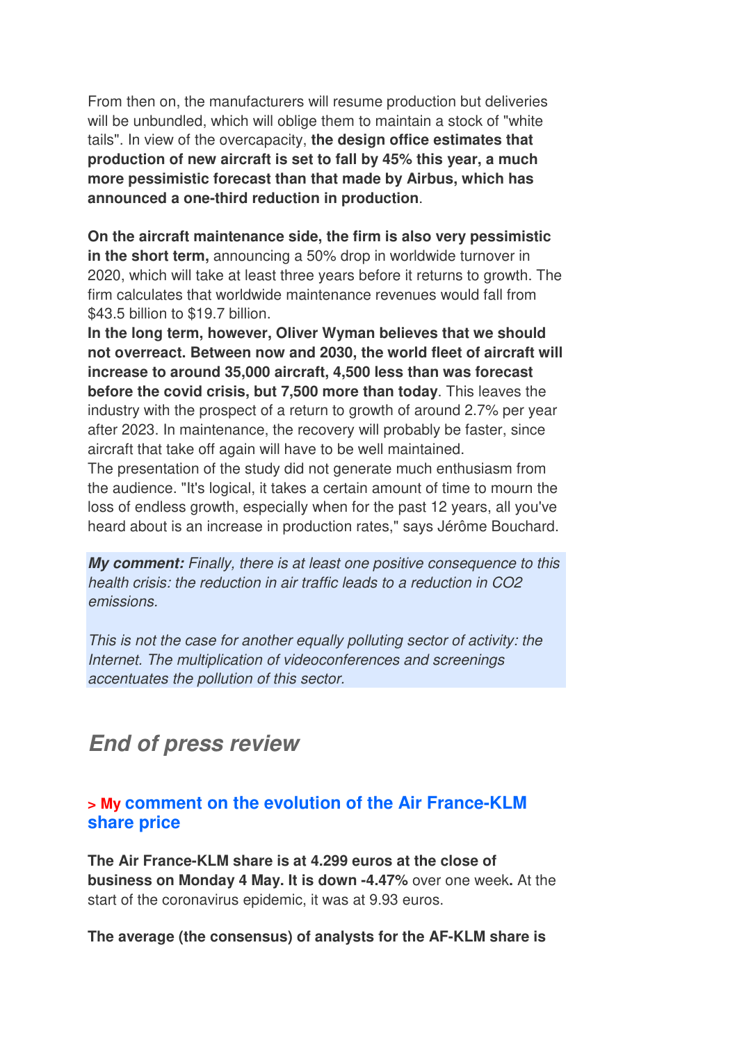From then on, the manufacturers will resume production but deliveries will be unbundled, which will oblige them to maintain a stock of "white tails". In view of the overcapacity, **the design office estimates that production of new aircraft is set to fall by 45% this year, a much more pessimistic forecast than that made by Airbus, which has announced a one-third reduction in production**.

**On the aircraft maintenance side, the firm is also very pessimistic in the short term,** announcing a 50% drop in worldwide turnover in 2020, which will take at least three years before it returns to growth. The firm calculates that worldwide maintenance revenues would fall from $43.5 billion to $19.7 billion.
**In the long term, however, Oliver Wyman believes that we should not overreact. Between now and 2030, the world fleet of aircraft will increase to around 35,000 aircraft, 4,500 less than was forecast before the covid crisis, but 7,500 more than today**. This leaves the industry with the prospect of a return to growth of around 2.7% per year after 2023. In maintenance, the recovery will probably be faster, since aircraft that take off again will have to be well maintained.
The presentation of the study did not generate much enthusiasm from the audience. "It's logical, it takes a certain amount of time to mourn the loss of endless growth, especially when for the past 12 years, all you've heard about is an increase in production rates," says Jérôme Bouchard.

***My comment:*** *Finally, there is at least one positive consequence to this health crisis: the reduction in air traffic leads to a reduction in CO2 emissions.*

*This is not the case for another equally polluting sector of activity: the Internet. The multiplication of videoconferences and screenings accentuates the pollution of this sector.*

## *End of press review*

### > My comment on the evolution of the Air France-KLM share price

**The Air France-KLM share is at 4.299 euros at the close of business on Monday 4 May. It is down -4.47%** over one week**.** At the start of the coronavirus epidemic, it was at 9.93 euros.

**The average (the consensus) of analysts for the AF-KLM share is**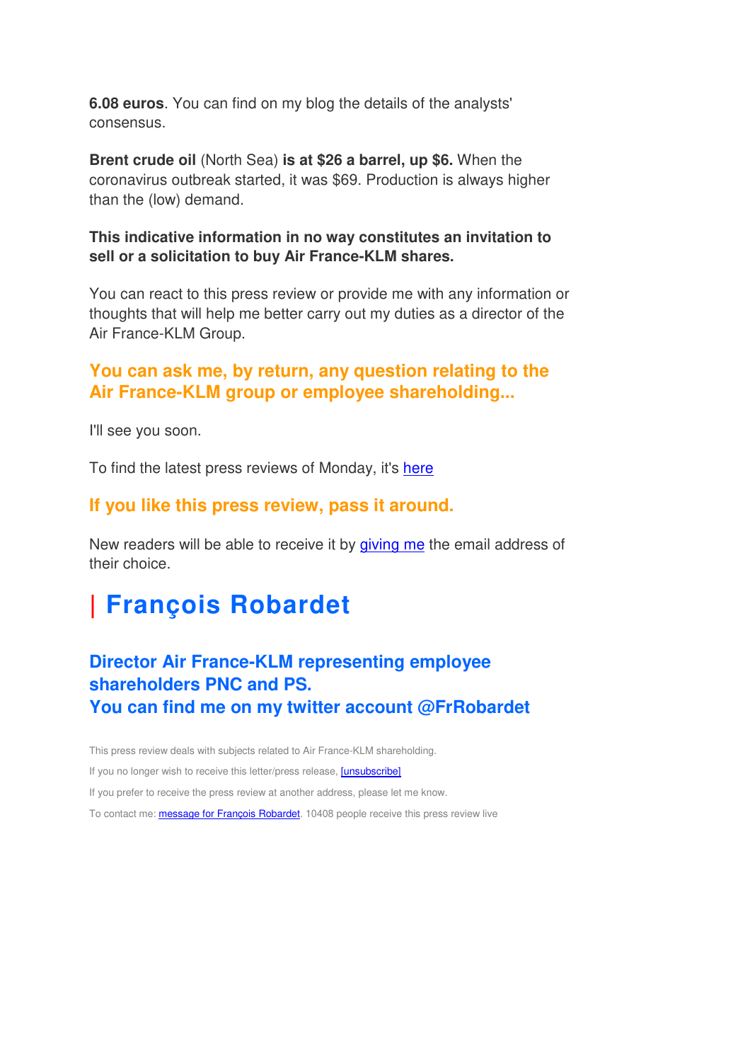**6.08 euros**. You can find on my blog the details of the analysts' consensus.

**Brent crude oil** (North Sea) **is at $26 a barrel, up $6.** When the coronavirus outbreak started, it was $69. Production is always higher than the (low) demand.

**This indicative information in no way constitutes an invitation to sell or a solicitation to buy Air France-KLM shares.**

You can react to this press review or provide me with any information or thoughts that will help me better carry out my duties as a director of the Air France-KLM Group.

### You can ask me, by return, any question relating to the Air France-KLM group or employee shareholding...

I'll see you soon.

To find the latest press reviews of Monday, it's [here]

### If you like this press review, pass it around.

New readers will be able to receive it by [giving me] the email address of their choice.

# | François Robardet

### Director Air France-KLM representing employee shareholders PNC and PS.
### You can find me on my twitter account @FrRobardet

This press review deals with subjects related to Air France-KLM shareholding.

If you no longer wish to receive this letter/press release, [unsubscribe]

If you prefer to receive the press review at another address, please let me know.

To contact me: [message for François Robardet]. 10408 people receive this press review live